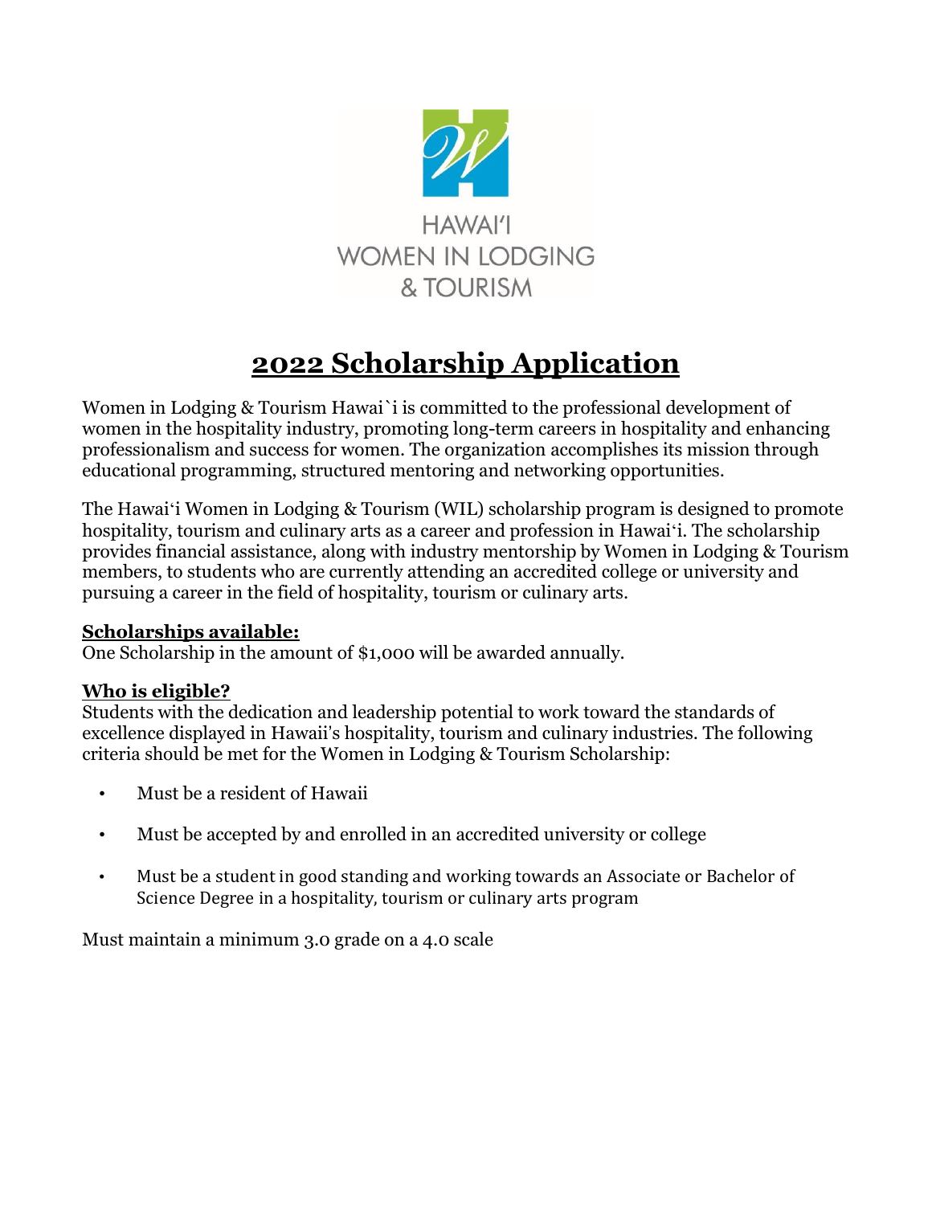HAWAI'I
WOMEN IN LODGING
& TOURISM

# 2022 Scholarship Application

Women in Lodging & Tourism Hawai`i is committed to the professional development of women in the hospitality industry, promoting long-term careers in hospitality and enhancing professionalism and success for women. The organization accomplishes its mission through educational programming, structured mentoring and networking opportunities.

The Hawai'i Women in Lodging & Tourism (WIL) scholarship program is designed to promote hospitality, tourism and culinary arts as a career and profession in Hawai'i. The scholarship provides financial assistance, along with industry mentorship by Women in Lodging & Tourism members, to students who are currently attending an accredited college or university and pursuing a career in the field of hospitality, tourism or culinary arts.

**Scholarships available:**
One Scholarship in the amount of $1,000 will be awarded annually.

**Who is eligible?**
Students with the dedication and leadership potential to work toward the standards of excellence displayed in Hawaii's hospitality, tourism and culinary industries. The following criteria should be met for the Women in Lodging & Tourism Scholarship:

- Must be a resident of Hawaii
- Must be accepted by and enrolled in an accredited university or college
- Must be a student in good standing and working towards an Associate or Bachelor of Science Degree in a hospitality, tourism or culinary arts program

Must maintain a minimum 3.0 grade on a 4.0 scale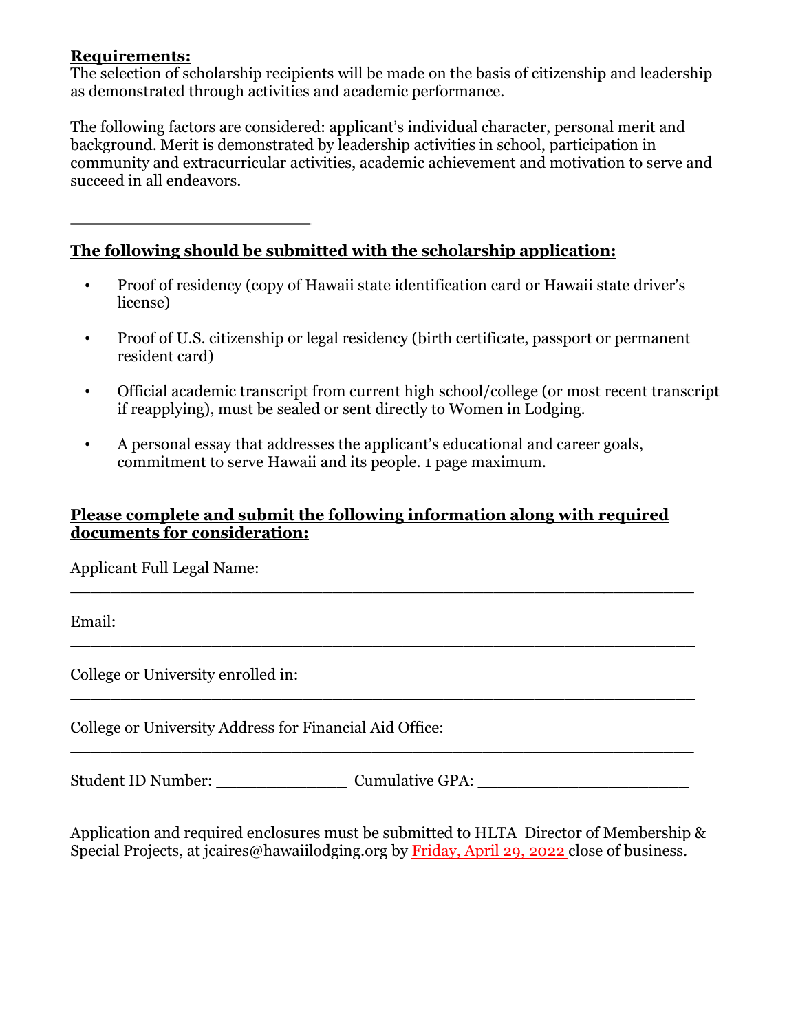**Requirements:**
The selection of scholarship recipients will be made on the basis of citizenship and leadership as demonstrated through activities and academic performance.

The following factors are considered: applicant's individual character, personal merit and background. Merit is demonstrated by leadership activities in school, participation in community and extracurricular activities, academic achievement and motivation to serve and succeed in all endeavors.

---

**The following should be submitted with the scholarship application:**

- Proof of residency (copy of Hawaii state identification card or Hawaii state driver's license)
- Proof of U.S. citizenship or legal residency (birth certificate, passport or permanent resident card)
- Official academic transcript from current high school/college (or most recent transcript if reapplying), must be sealed or sent directly to Women in Lodging.
- A personal essay that addresses the applicant's educational and career goals, commitment to serve Hawaii and its people. 1 page maximum.

**Please complete and submit the following information along with required documents for consideration:**

Applicant Full Legal Name:
___________________________________________________________

Email:
___________________________________________________________

College or University enrolled in:
___________________________________________________________

College or University Address for Financial Aid Office:
___________________________________________________________

Student ID Number: ______________ Cumulative GPA: ______________________

Application and required enclosures must be submitted to HLTA Director of Membership & Special Projects, at jcaires@hawaiilodging.org by Friday, April 29, 2022 close of business.